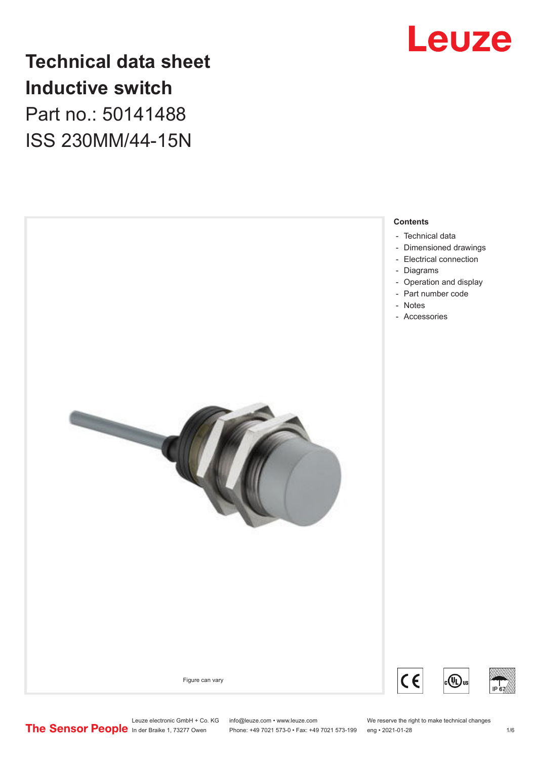Leuze

# Technical data sheet
# Inductive switch

Part no.: 50141488

ISS 230MM/44-15N

Figure can vary

**Contents**

- Technical data
- Dimensioned drawings
- Electrical connection
- Diagrams
- Operation and display
- Part number code
- Notes
- Accessories

IP 67

Leuze electronic GmbH + Co. KG
In der Braike 1, 73277 Owen

info@leuze.com • www.leuze.com
Phone: +49 7021 573-0 • Fax: +49 7021 573-199

We reserve the right to make technical changes
eng • 2021-01-28

The Sensor People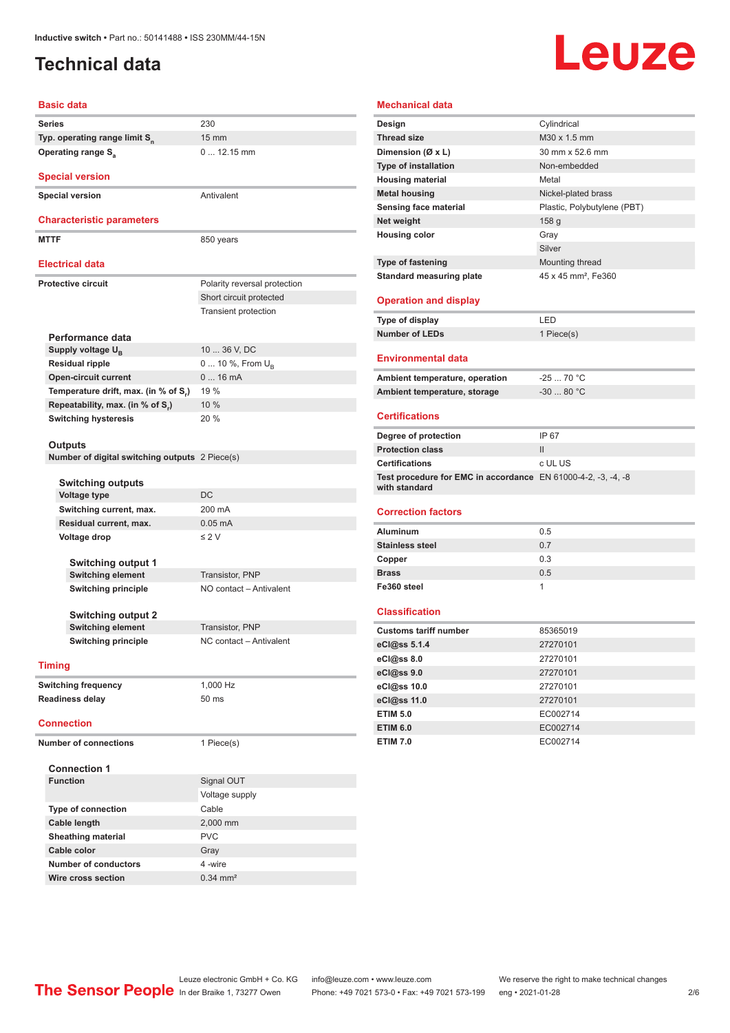# Technical data

## Basic data

| | |
|---|---|
| Series | 230 |
| Typ. operating range limit $S_n$ | 15 mm |
| Operating range $S_a$ | 0 ... 12.15 mm |

## Special version

| | |
|---|---|
| Special version | Antivalent |

## Characteristic parameters

| | |
|---|---|
| MTTF | 850 years |

## Electrical data

| | |
|---|---|
| Protective circuit | Polarity reversal protection |
| | Short circuit protected |
| | Transient protection |

### Performance data

| | |
|---|---|
| Supply voltage $U_B$ | 10 ... 36 V, DC |
| Residual ripple | 0 ... 10 %, From $U_B$ |
| Open-circuit current | 0 ... 16 mA |
| Temperature drift, max. (in % of $S_r$) | 19 % |
| Repeatability, max. (in % of $S_r$) | 10 % |
| Switching hysteresis | 20 % |

### Outputs

| | |
|---|---|
| Number of digital switching outputs | 2 Piece(s) |

#### Switching outputs

| | |
|---|---|
| Voltage type | DC |
| Switching current, max. | 200 mA |
| Residual current, max. | 0.05 mA |
| Voltage drop | ≤ 2 V |

##### Switching output 1

| | |
|---|---|
| Switching element | Transistor, PNP |
| Switching principle | NO contact – Antivalent |

##### Switching output 2

| | |
|---|---|
| Switching element | Transistor, PNP |
| Switching principle | NC contact – Antivalent |

## Timing

| | |
|---|---|
| Switching frequency | 1,000 Hz |
| Readiness delay | 50 ms |

## Connection

| | |
|---|---|
| Number of connections | 1 Piece(s) |

### Connection 1

| | |
|---|---|
| Function | Signal OUT |
| | Voltage supply |
| Type of connection | Cable |
| Cable length | 2,000 mm |
| Sheathing material | PVC |
| Cable color | Gray |
| Number of conductors | 4 -wire |
| Wire cross section | 0.34 mm² |

## Mechanical data

| | |
|---|---|
| Design | Cylindrical |
| Thread size | M30 x 1.5 mm |
| Dimension (Ø x L) | 30 mm x 52.6 mm |
| Type of installation | Non-embedded |
| Housing material | Metal |
| Metal housing | Nickel-plated brass |
| Sensing face material | Plastic, Polybutylene (PBT) |
| Net weight | 158 g |
| Housing color | Gray |
| | Silver |
| Type of fastening | Mounting thread |
| Standard measuring plate | 45 x 45 mm², Fe360 |

## Operation and display

| | |
|---|---|
| Type of display | LED |
| Number of LEDs | 1 Piece(s) |

## Environmental data

| | |
|---|---|
| Ambient temperature, operation | -25 ... 70 °C |
| Ambient temperature, storage | -30 ... 80 °C |

## Certifications

| | |
|---|---|
| Degree of protection | IP 67 |
| Protection class | II |
| Certifications | c UL US |
| Test procedure for EMC in accordance with standard | EN 61000-4-2, -3, -4, -8 |

## Correction factors

| | |
|---|---|
| Aluminum | 0.5 |
| Stainless steel | 0.7 |
| Copper | 0.3 |
| Brass | 0.5 |
| Fe360 steel | 1 |

## Classification

| | |
|---|---|
| Customs tariff number | 85365019 |
| eCl@ss 5.1.4 | 27270101 |
| eCl@ss 8.0 | 27270101 |
| eCl@ss 9.0 | 27270101 |
| eCl@ss 10.0 | 27270101 |
| eCl@ss 11.0 | 27270101 |
| ETIM 5.0 | EC002714 |
| ETIM 6.0 | EC002714 |
| ETIM 7.0 | EC002714 |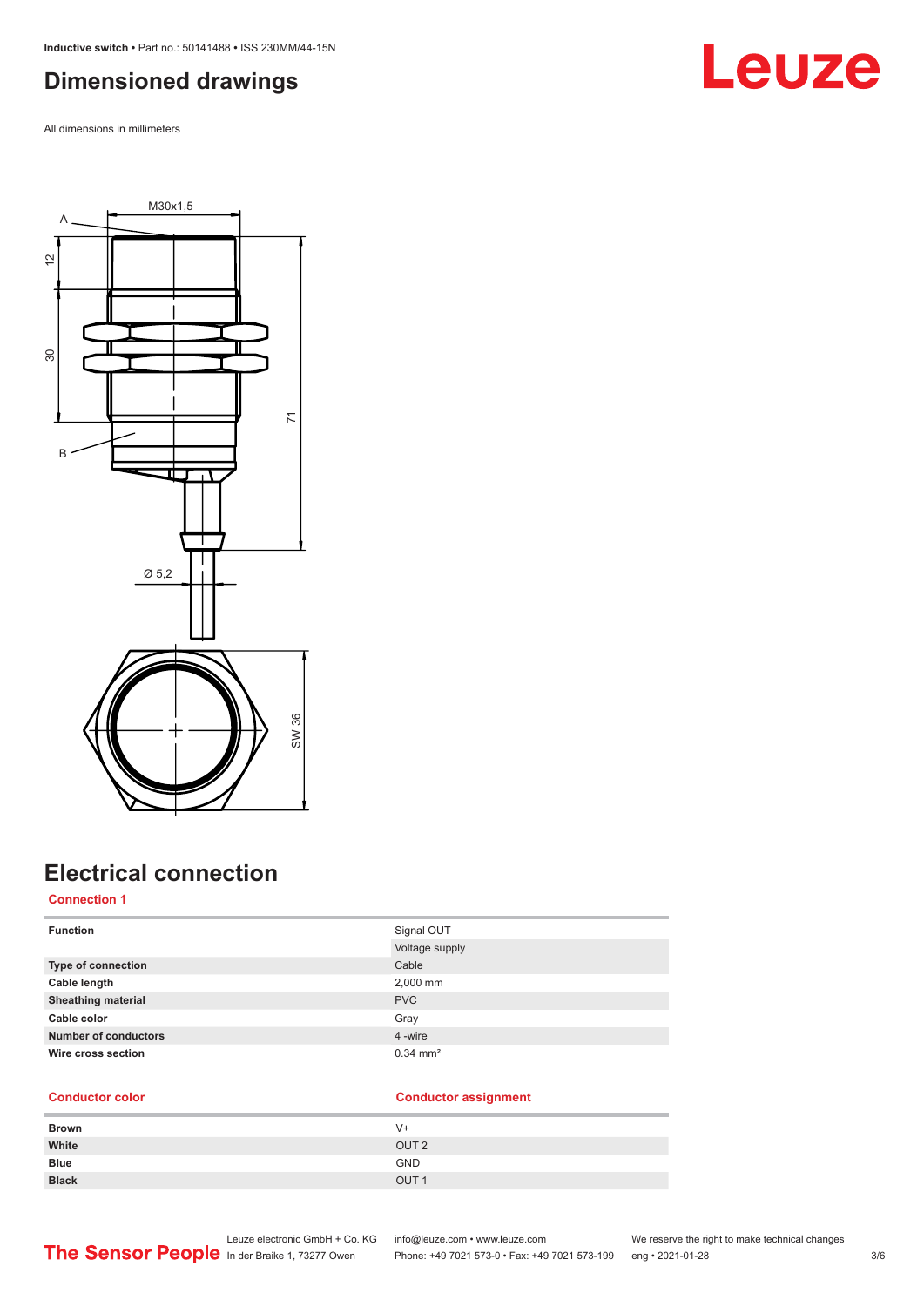# Dimensioned drawings

All dimensions in millimeters

# Electrical connection

## Connection 1

| | |
|---|---|
| **Function** | Signal OUT |
| | Voltage supply |
| **Type of connection** | Cable |
| **Cable length** | 2,000 mm |
| **Sheathing material** | PVC |
| **Cable color** | Gray |
| **Number of conductors** | 4 -wire |
| **Wire cross section** | 0.34 mm² |

| Conductor color | Conductor assignment |
|---|---|
| **Brown** | V+ |
| **White** | OUT 2 |
| **Blue** | GND |
| **Black** | OUT 1 |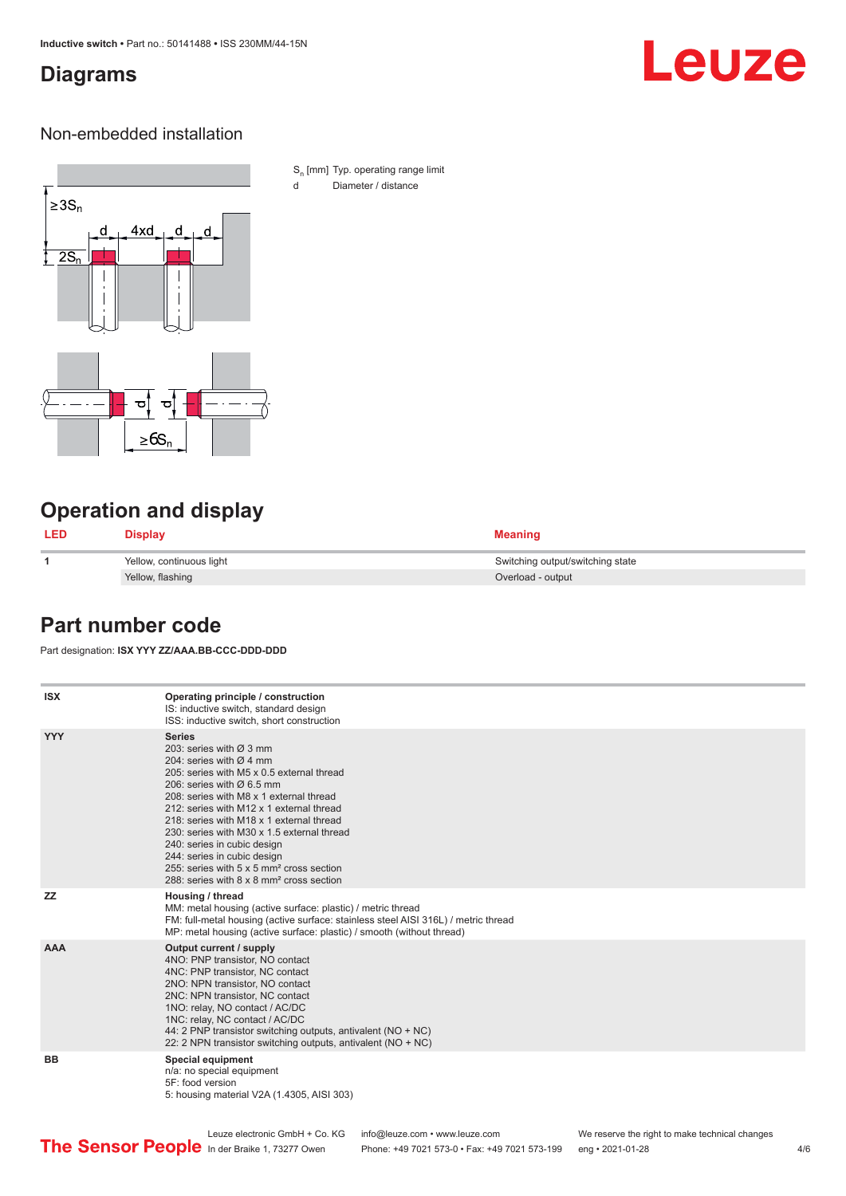## Diagrams

### Non-embedded installation

$S_n$ [mm] Typ. operating range limit

d Diameter / distance

## Operation and display

| LED | Display | Meaning |
|---|---|---|
| 1 | Yellow, continuous light | Switching output/switching state |
| | Yellow, flashing | Overload - output |

## Part number code

Part designation: **ISX YYY ZZ/AAA.BB-CCC-DDD-DDD**

| ISX | **Operating principle / construction**<br>IS: inductive switch, standard design<br>ISS: inductive switch, short construction |
|---|---|
| **YYY** | **Series**<br>203: series with Ø 3 mm<br>204: series with Ø 4 mm<br>205: series with M5 x 0.5 external thread<br>206: series with Ø 6.5 mm<br>208: series with M8 x 1 external thread<br>212: series with M12 x 1 external thread<br>218: series with M18 x 1 external thread<br>230: series with M30 x 1.5 external thread<br>240: series in cubic design<br>244: series in cubic design<br>255: series with 5 x 5 mm² cross section<br>288: series with 8 x 8 mm² cross section |
| **ZZ** | **Housing / thread**<br>MM: metal housing (active surface: plastic) / metric thread<br>FM: full-metal housing (active surface: stainless steel AISI 316L) / metric thread<br>MP: metal housing (active surface: plastic) / smooth (without thread) |
| **AAA** | **Output current / supply**<br>4NO: PNP transistor, NO contact<br>4NC: PNP transistor, NC contact<br>2NO: NPN transistor, NO contact<br>2NC: NPN transistor, NC contact<br>1NO: relay, NO contact / AC/DC<br>1NC: relay, NC contact / AC/DC<br>44: 2 PNP transistor switching outputs, antivalent (NO + NC)<br>22: 2 NPN transistor switching outputs, antivalent (NO + NC) |
| **BB** | **Special equipment**<br>n/a: no special equipment<br>5F: food version<br>5: housing material V2A (1.4305, AISI 303) |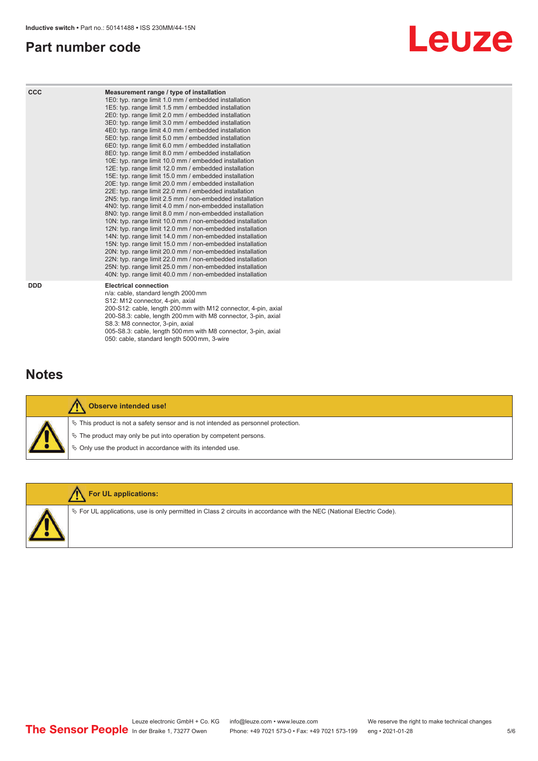## Part number code

| | |
|---|---|
| CCC | **Measurement range / type of installation**<br>1E0: typ. range limit 1.0 mm / embedded installation<br>1E5: typ. range limit 1.5 mm / embedded installation<br>2E0: typ. range limit 2.0 mm / embedded installation<br>3E0: typ. range limit 3.0 mm / embedded installation<br>4E0: typ. range limit 4.0 mm / embedded installation<br>5E0: typ. range limit 5.0 mm / embedded installation<br>6E0: typ. range limit 6.0 mm / embedded installation<br>8E0: typ. range limit 8.0 mm / embedded installation<br>10E: typ. range limit 10.0 mm / embedded installation<br>12E: typ. range limit 12.0 mm / embedded installation<br>15E: typ. range limit 15.0 mm / embedded installation<br>20E: typ. range limit 20.0 mm / embedded installation<br>22E: typ. range limit 22.0 mm / embedded installation<br>2N5: typ. range limit 2.5 mm / non-embedded installation<br>4N0: typ. range limit 4.0 mm / non-embedded installation<br>8N0: typ. range limit 8.0 mm / non-embedded installation<br>10N: typ. range limit 10.0 mm / non-embedded installation<br>12N: typ. range limit 12.0 mm / non-embedded installation<br>14N: typ. range limit 14.0 mm / non-embedded installation<br>15N: typ. range limit 15.0 mm / non-embedded installation<br>20N: typ. range limit 20.0 mm / non-embedded installation<br>22N: typ. range limit 22.0 mm / non-embedded installation<br>25N: typ. range limit 25.0 mm / non-embedded installation<br>40N: typ. range limit 40.0 mm / non-embedded installation |
| DDD | **Electrical connection**<br>n/a: cable, standard length 2000 mm<br>S12: M12 connector, 4-pin, axial<br>200-S12: cable, length 200 mm with M12 connector, 4-pin, axial<br>200-S8.3: cable, length 200 mm with M8 connector, 3-pin, axial<br>S8.3: M8 connector, 3-pin, axial<br>005-S8.3: cable, length 500 mm with M8 connector, 3-pin, axial<br>050: cable, standard length 5000 mm, 3-wire |

## Notes

**Observe intended use!**

- This product is not a safety sensor and is not intended as personnel protection.
- The product may only be put into operation by competent persons.
- Only use the product in accordance with its intended use.

**For UL applications:**

- For UL applications, use is only permitted in Class 2 circuits in accordance with the NEC (National Electric Code).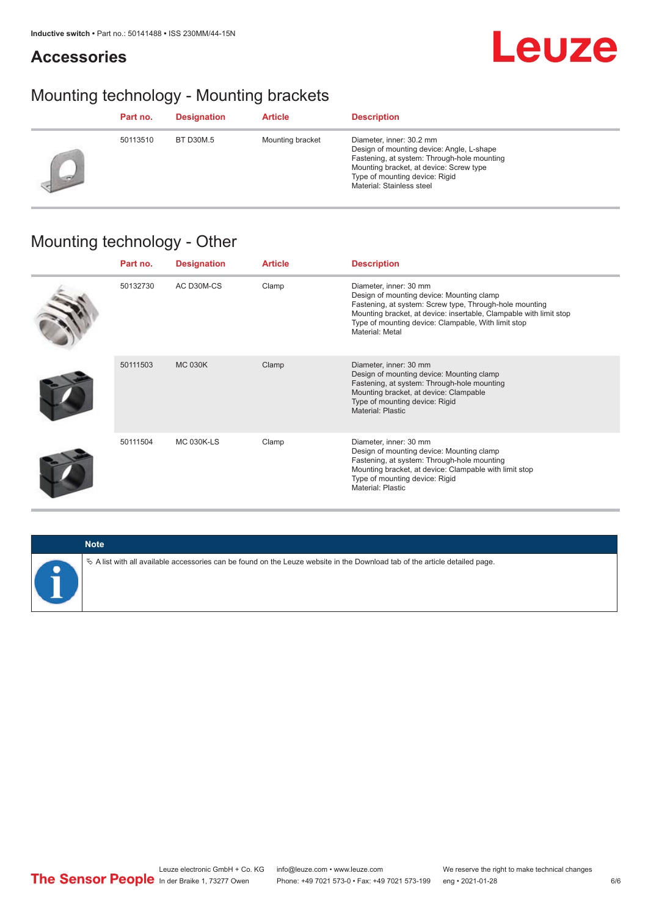## Accessories

### Mounting technology - Mounting brackets

| Part no. | Designation | Article | Description |
|---|---|---|---|
| 50113510 | BT D30M.5 | Mounting bracket | Diameter, inner: 30.2 mm<br>Design of mounting device: Angle, L-shape<br>Fastening, at system: Through-hole mounting<br>Mounting bracket, at device: Screw type<br>Type of mounting device: Rigid<br>Material: Stainless steel |

### Mounting technology - Other

| Part no. | Designation | Article | Description |
|---|---|---|---|
| 50132730 | AC D30M-CS | Clamp | Diameter, inner: 30 mm<br>Design of mounting device: Mounting clamp<br>Fastening, at system: Screw type, Through-hole mounting<br>Mounting bracket, at device: insertable, Clampable with limit stop<br>Type of mounting device: Clampable, With limit stop<br>Material: Metal |
| 50111503 | MC 030K | Clamp | Diameter, inner: 30 mm<br>Design of mounting device: Mounting clamp<br>Fastening, at system: Through-hole mounting<br>Mounting bracket, at device: Clampable<br>Type of mounting device: Rigid<br>Material: Plastic |
| 50111504 | MC 030K-LS | Clamp | Diameter, inner: 30 mm<br>Design of mounting device: Mounting clamp<br>Fastening, at system: Through-hole mounting<br>Mounting bracket, at device: Clampable with limit stop<br>Type of mounting device: Rigid<br>Material: Plastic |

**Note**

↳ A list with all available accessories can be found on the Leuze website in the Download tab of the article detailed page.